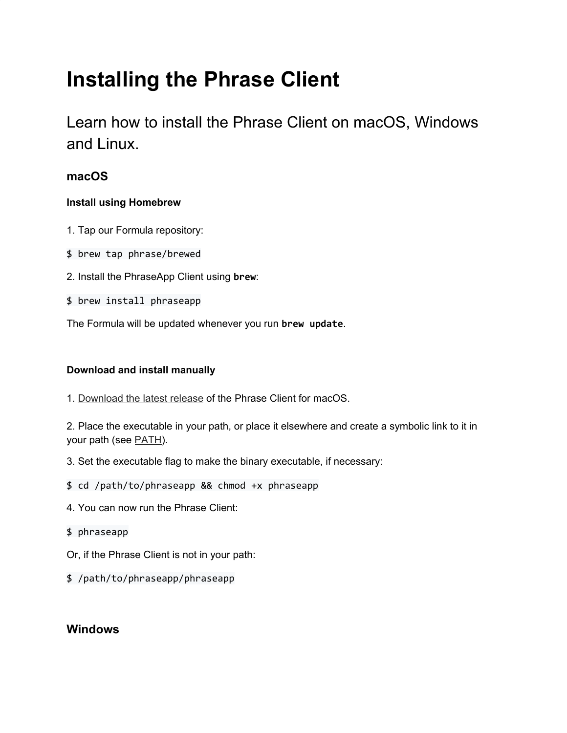# Installing the Phrase Client

## Learn how to install the Phrase Client on macOS, Windows and Linux.

### macOS

#### Install using Homebrew

1. Tap our Formula repository:

```
$ brew tap phrase/brewed
```

2. Install the PhraseApp Client using `brew`:

```
$ brew install phraseapp
```

The Formula will be updated whenever you run `brew update`.

#### Download and install manually

1. Download the latest release of the Phrase Client for macOS.

2. Place the executable in your path, or place it elsewhere and create a symbolic link to it in your path (see PATH).

3. Set the executable flag to make the binary executable, if necessary:

```
$ cd /path/to/phraseapp && chmod +x phraseapp
```

4. You can now run the Phrase Client:

```
$ phraseapp
```

Or, if the Phrase Client is not in your path:

```
$ /path/to/phraseapp/phraseapp
```

### Windows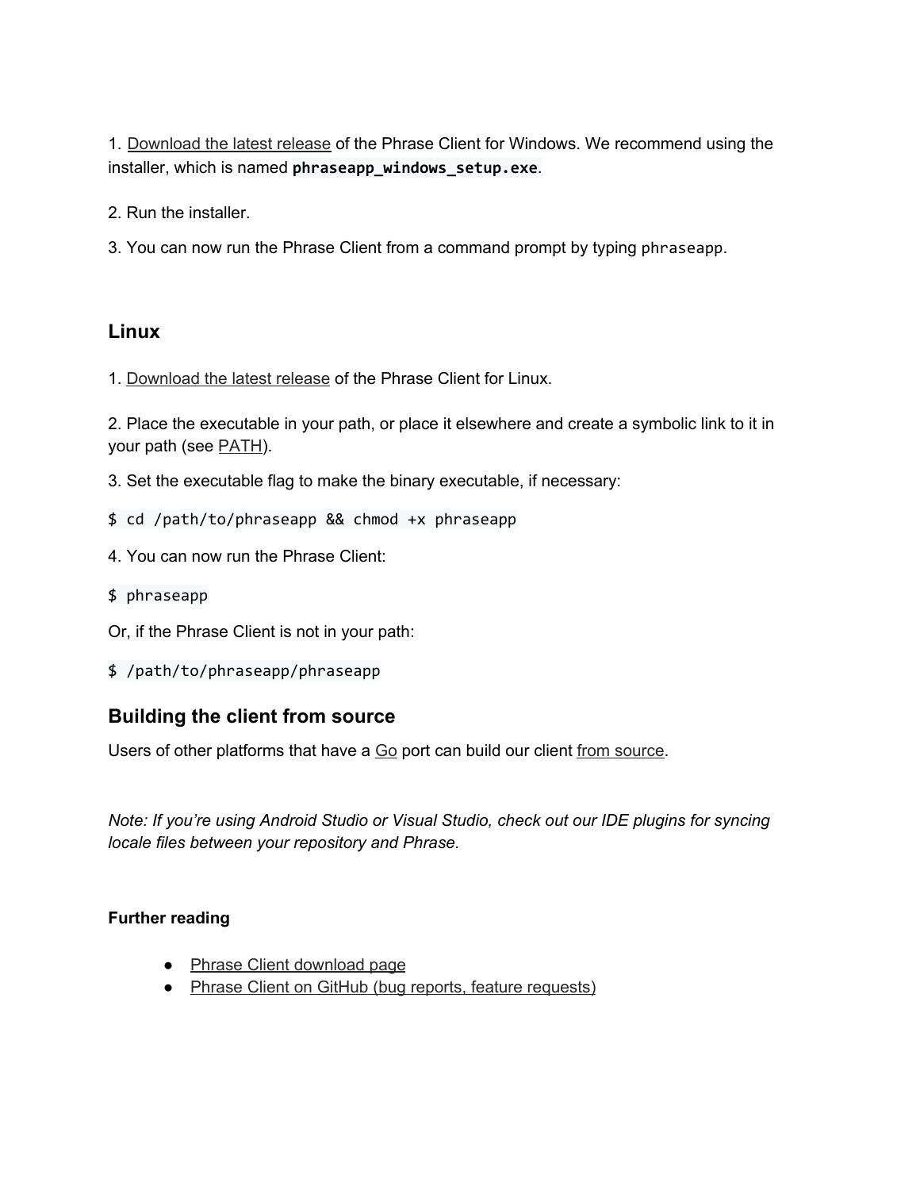1. Download the latest release of the Phrase Client for Windows. We recommend using the installer, which is named **`phraseapp_windows_setup.exe`**.

2. Run the installer.

3. You can now run the Phrase Client from a command prompt by typing `phraseapp`.

## Linux

1. Download the latest release of the Phrase Client for Linux.

2. Place the executable in your path, or place it elsewhere and create a symbolic link to it in your path (see PATH).

3. Set the executable flag to make the binary executable, if necessary:

```
$ cd /path/to/phraseapp && chmod +x phraseapp
```

4. You can now run the Phrase Client:

```
$ phraseapp
```

Or, if the Phrase Client is not in your path:

```
$ /path/to/phraseapp/phraseapp
```

## Building the client from source

Users of other platforms that have a Go port can build our client from source.

*Note: If you're using Android Studio or Visual Studio, check out our IDE plugins for syncing locale files between your repository and Phrase.*

#### Further reading

- Phrase Client download page
- Phrase Client on GitHub (bug reports, feature requests)